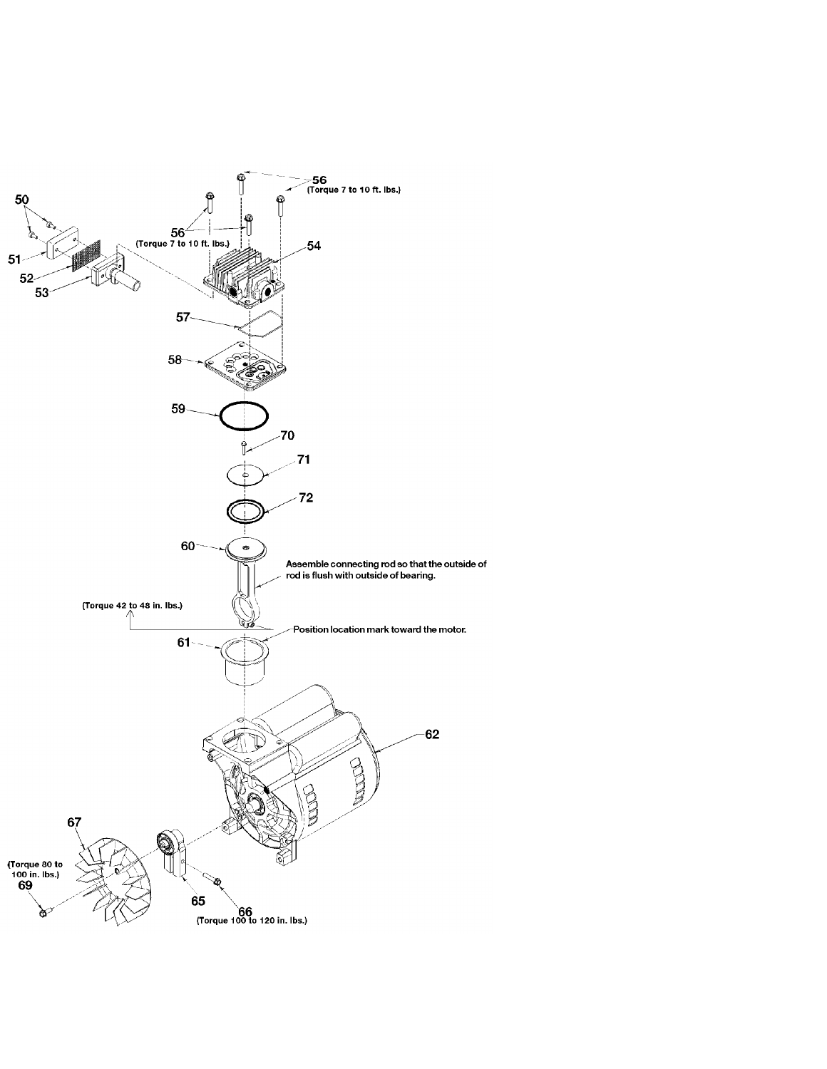50

51

52

53

56

(Torque 7 to 10 ft. lbs.)

56

(Torque 7 to 10 ft. lbs.)

54

57

58

59

70

71

72

60

Assemble connecting rod so that the outside of rod is flush with outside of bearing.

(Torque 42 to 48 in. lbs.)

Position location mark toward the motor.

61

62

67

(Torque 80 to 100 in. lbs.)

69

65

66

(Torque 100 to 120 in. lbs.)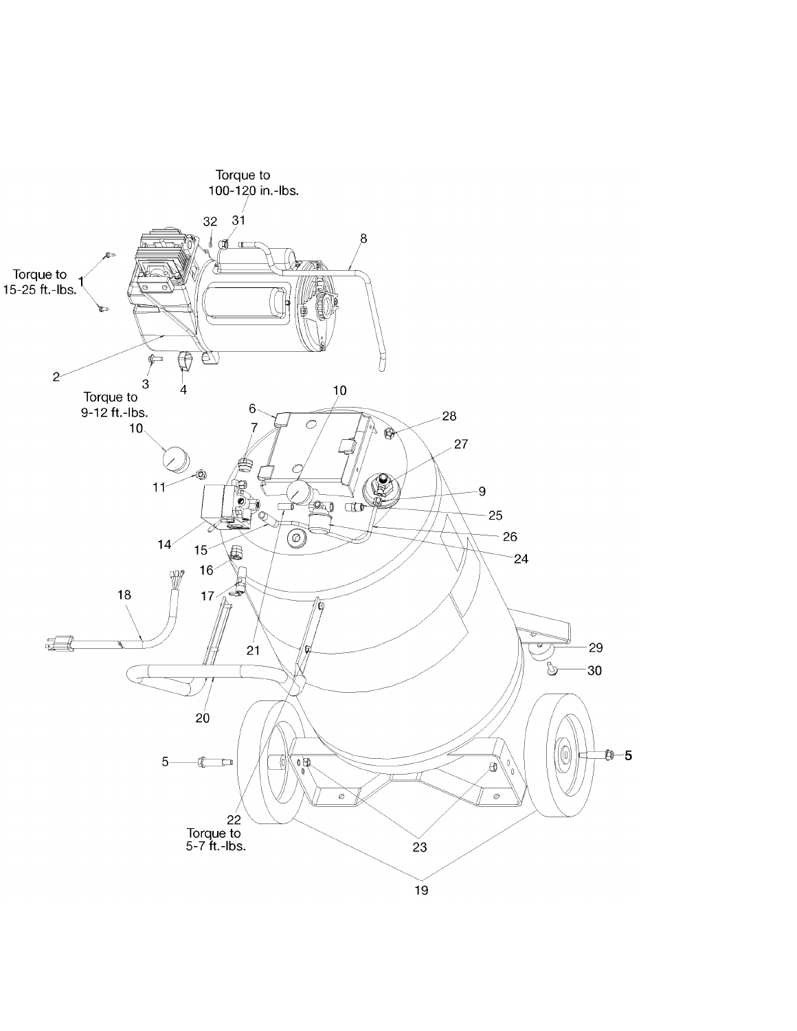Torque to
100-120 in.-lbs.

32 31

8

Torque to
15-25 ft.-lbs.

1

1

2

3

4

Torque to
9-12 ft.-lbs.

10

6

28

10

7

27

11

9

14

25

15

26

24

16

17

18

21

29

30

20

5

5

22

Torque to
5-7 ft.-lbs.

23

19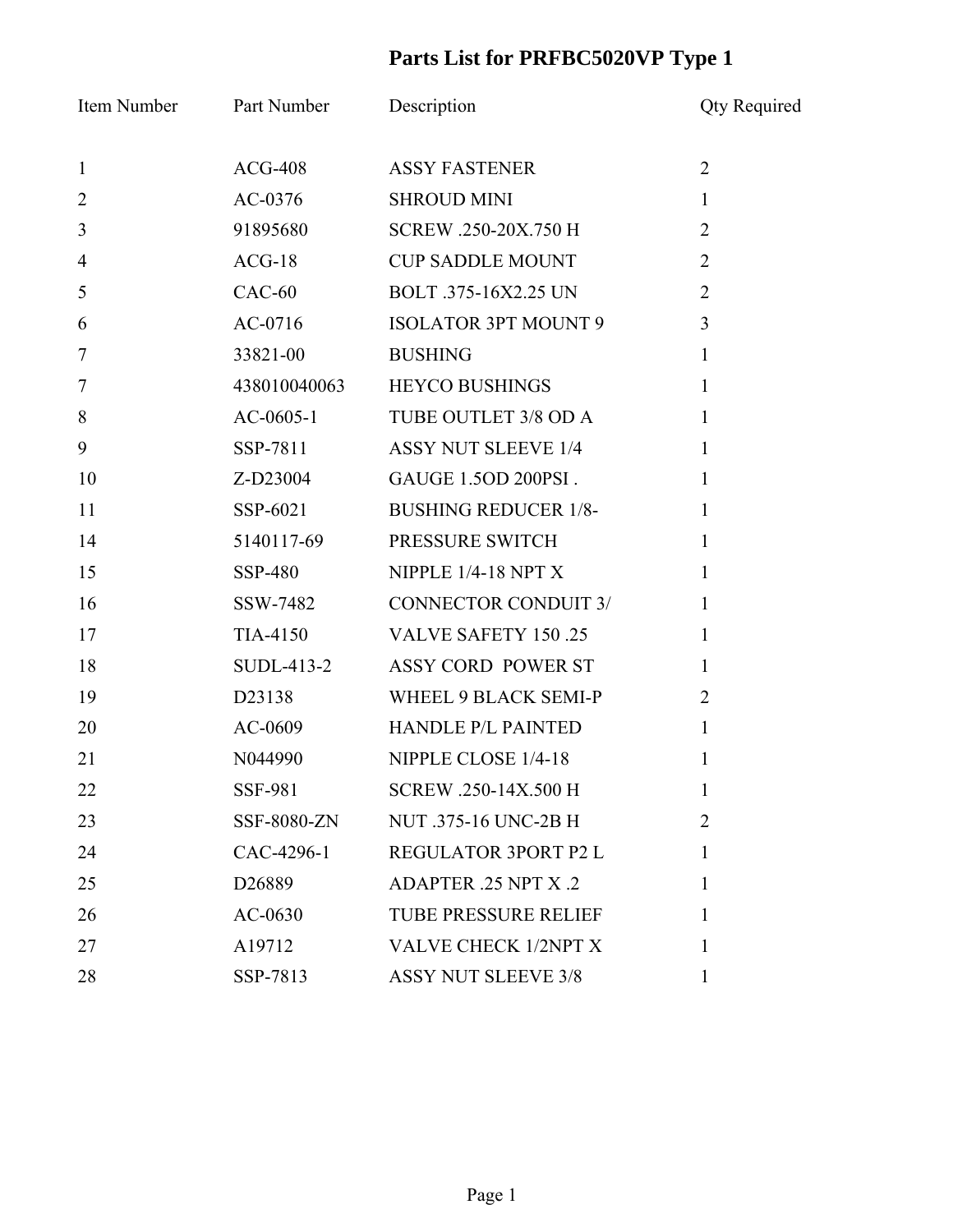# Parts List for PRFBC5020VP Type 1

| Item Number | Part Number | Description | Qty Required |
|---|---|---|---|
| 1 | ACG-408 | ASSY FASTENER | 2 |
| 2 | AC-0376 | SHROUD MINI | 1 |
| 3 | 91895680 | SCREW .250-20X.750 H | 2 |
| 4 | ACG-18 | CUP SADDLE MOUNT | 2 |
| 5 | CAC-60 | BOLT .375-16X2.25 UN | 2 |
| 6 | AC-0716 | ISOLATOR 3PT MOUNT 9 | 3 |
| 7 | 33821-00 | BUSHING | 1 |
| 7 | 438010040063 | HEYCO BUSHINGS | 1 |
| 8 | AC-0605-1 | TUBE OUTLET 3/8 OD A | 1 |
| 9 | SSP-7811 | ASSY NUT SLEEVE 1/4 | 1 |
| 10 | Z-D23004 | GAUGE 1.5OD 200PSI . | 1 |
| 11 | SSP-6021 | BUSHING REDUCER 1/8- | 1 |
| 14 | 5140117-69 | PRESSURE SWITCH | 1 |
| 15 | SSP-480 | NIPPLE 1/4-18 NPT X | 1 |
| 16 | SSW-7482 | CONNECTOR CONDUIT 3/ | 1 |
| 17 | TIA-4150 | VALVE SAFETY 150 .25 | 1 |
| 18 | SUDL-413-2 | ASSY CORD POWER ST | 1 |
| 19 | D23138 | WHEEL 9 BLACK SEMI-P | 2 |
| 20 | AC-0609 | HANDLE P/L PAINTED | 1 |
| 21 | N044990 | NIPPLE CLOSE 1/4-18 | 1 |
| 22 | SSF-981 | SCREW .250-14X.500 H | 1 |
| 23 | SSF-8080-ZN | NUT .375-16 UNC-2B H | 2 |
| 24 | CAC-4296-1 | REGULATOR 3PORT P2 L | 1 |
| 25 | D26889 | ADAPTER .25 NPT X .2 | 1 |
| 26 | AC-0630 | TUBE PRESSURE RELIEF | 1 |
| 27 | A19712 | VALVE CHECK 1/2NPT X | 1 |
| 28 | SSP-7813 | ASSY NUT SLEEVE 3/8 | 1 |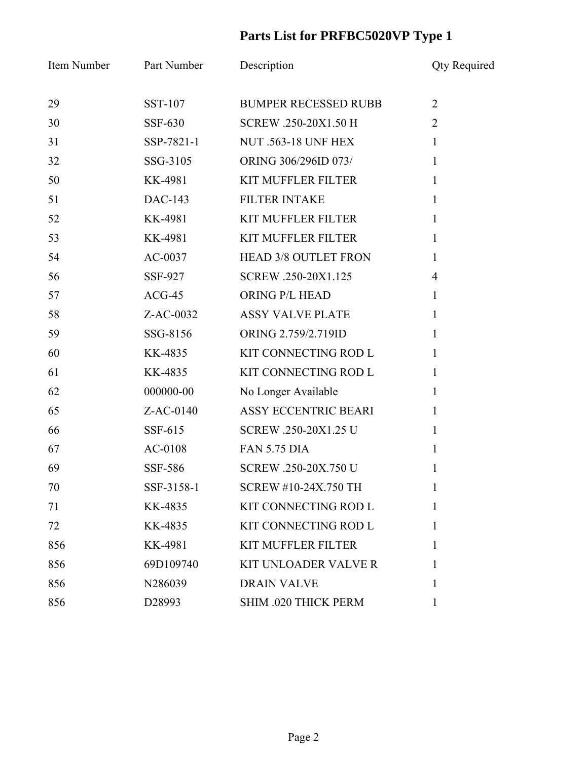# Parts List for PRFBC5020VP Type 1

| Item Number | Part Number | Description | Qty Required |
|---|---|---|---|
| 29 | SST-107 | BUMPER RECESSED RUBB | 2 |
| 30 | SSF-630 | SCREW .250-20X1.50 H | 2 |
| 31 | SSP-7821-1 | NUT .563-18 UNF HEX | 1 |
| 32 | SSG-3105 | ORING 306/296ID 073/ | 1 |
| 50 | KK-4981 | KIT MUFFLER FILTER | 1 |
| 51 | DAC-143 | FILTER INTAKE | 1 |
| 52 | KK-4981 | KIT MUFFLER FILTER | 1 |
| 53 | KK-4981 | KIT MUFFLER FILTER | 1 |
| 54 | AC-0037 | HEAD 3/8 OUTLET FRON | 1 |
| 56 | SSF-927 | SCREW .250-20X1.125 | 4 |
| 57 | ACG-45 | ORING P/L HEAD | 1 |
| 58 | Z-AC-0032 | ASSY VALVE PLATE | 1 |
| 59 | SSG-8156 | ORING 2.759/2.719ID | 1 |
| 60 | KK-4835 | KIT CONNECTING ROD L | 1 |
| 61 | KK-4835 | KIT CONNECTING ROD L | 1 |
| 62 | 000000-00 | No Longer Available | 1 |
| 65 | Z-AC-0140 | ASSY ECCENTRIC BEARI | 1 |
| 66 | SSF-615 | SCREW .250-20X1.25 U | 1 |
| 67 | AC-0108 | FAN 5.75 DIA | 1 |
| 69 | SSF-586 | SCREW .250-20X.750 U | 1 |
| 70 | SSF-3158-1 | SCREW #10-24X.750 TH | 1 |
| 71 | KK-4835 | KIT CONNECTING ROD L | 1 |
| 72 | KK-4835 | KIT CONNECTING ROD L | 1 |
| 856 | KK-4981 | KIT MUFFLER FILTER | 1 |
| 856 | 69D109740 | KIT UNLOADER VALVE R | 1 |
| 856 | N286039 | DRAIN VALVE | 1 |
| 856 | D28993 | SHIM .020 THICK PERM | 1 |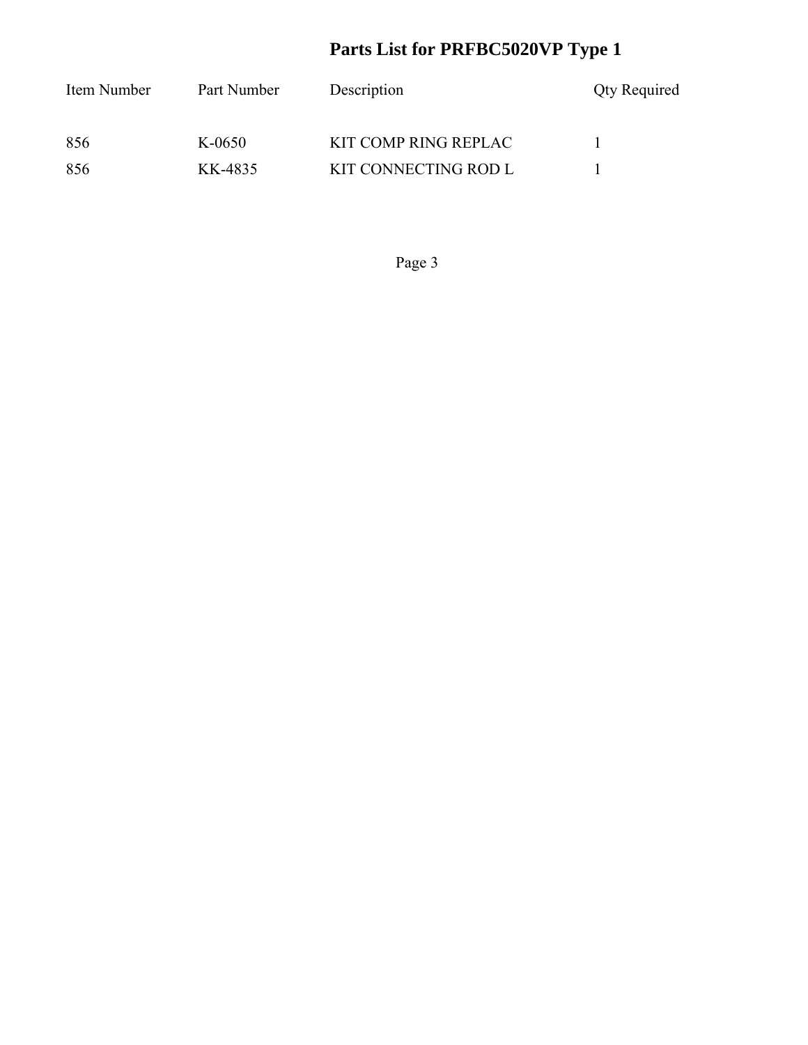# Parts List for PRFBC5020VP Type 1

| Item Number | Part Number | Description | Qty Required |
|---|---|---|---|
| 856 | K-0650 | KIT COMP RING REPLAC | 1 |
| 856 | KK-4835 | KIT CONNECTING ROD L | 1 |